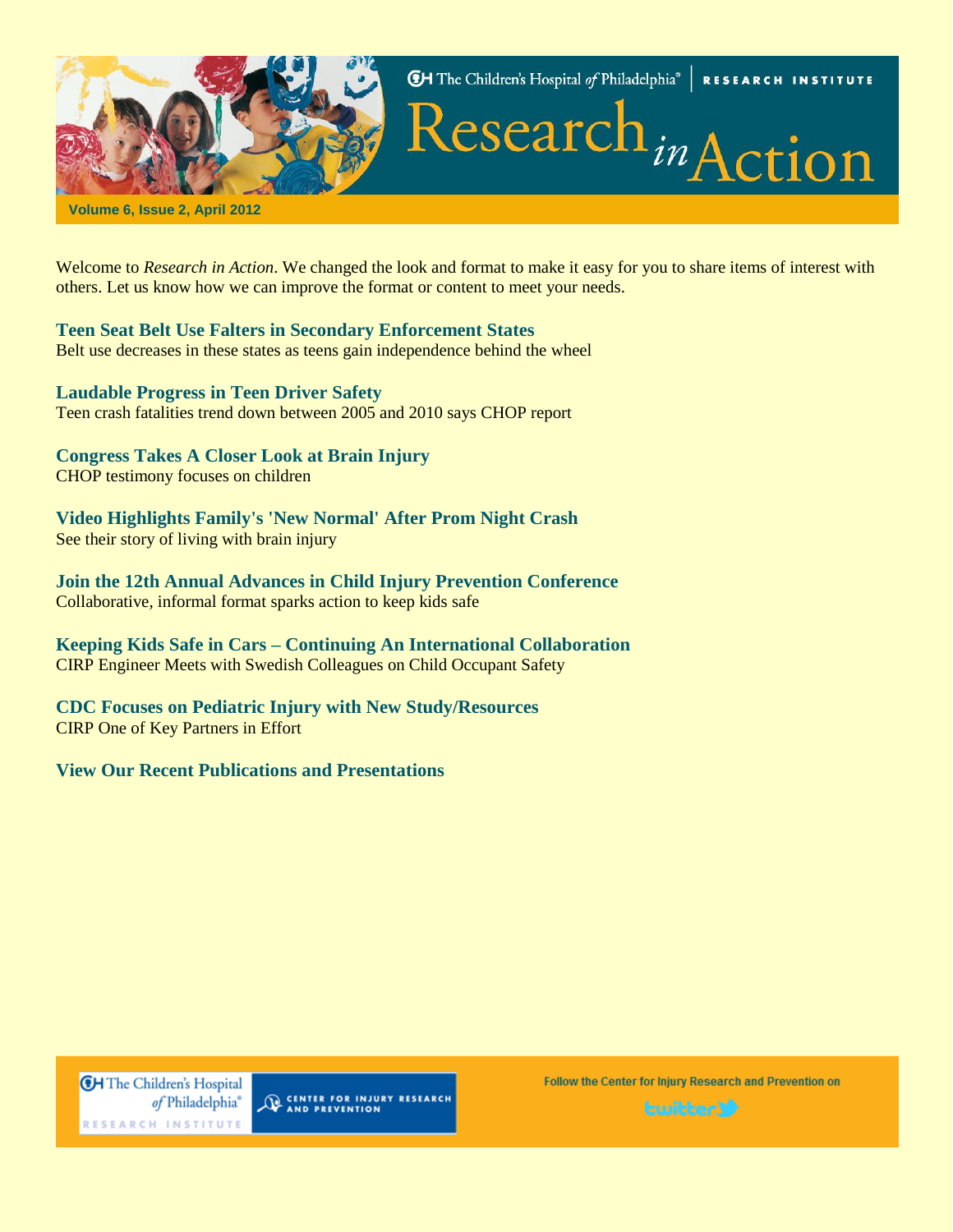The Children's Hospital *of* Philadelphia® | RESEARCH INSTITUTE

# Research *in* Action

Volume 6, Issue 2, April 2012

Welcome to *Research in Action*. We changed the look and format to make it easy for you to share items of interest with others. Let us know how we can improve the format or content to meet your needs.

### Teen Seat Belt Use Falters in Secondary Enforcement States

Belt use decreases in these states as teens gain independence behind the wheel

### Laudable Progress in Teen Driver Safety

Teen crash fatalities trend down between 2005 and 2010 says CHOP report

### Congress Takes A Closer Look at Brain Injury

CHOP testimony focuses on children

### Video Highlights Family's 'New Normal' After Prom Night Crash

See their story of living with brain injury

### Join the 12th Annual Advances in Child Injury Prevention Conference

Collaborative, informal format sparks action to keep kids safe

### Keeping Kids Safe in Cars – Continuing An International Collaboration

CIRP Engineer Meets with Swedish Colleagues on Child Occupant Safety

### CDC Focuses on Pediatric Injury with New Study/Resources

CIRP One of Key Partners in Effort

### View Our Recent Publications and Presentations

The Children's Hospital *of* Philadelphia® RESEARCH INSTITUTE | CENTER FOR INJURY RESEARCH AND PREVENTION

Follow the Center for Injury Research and Prevention on twitter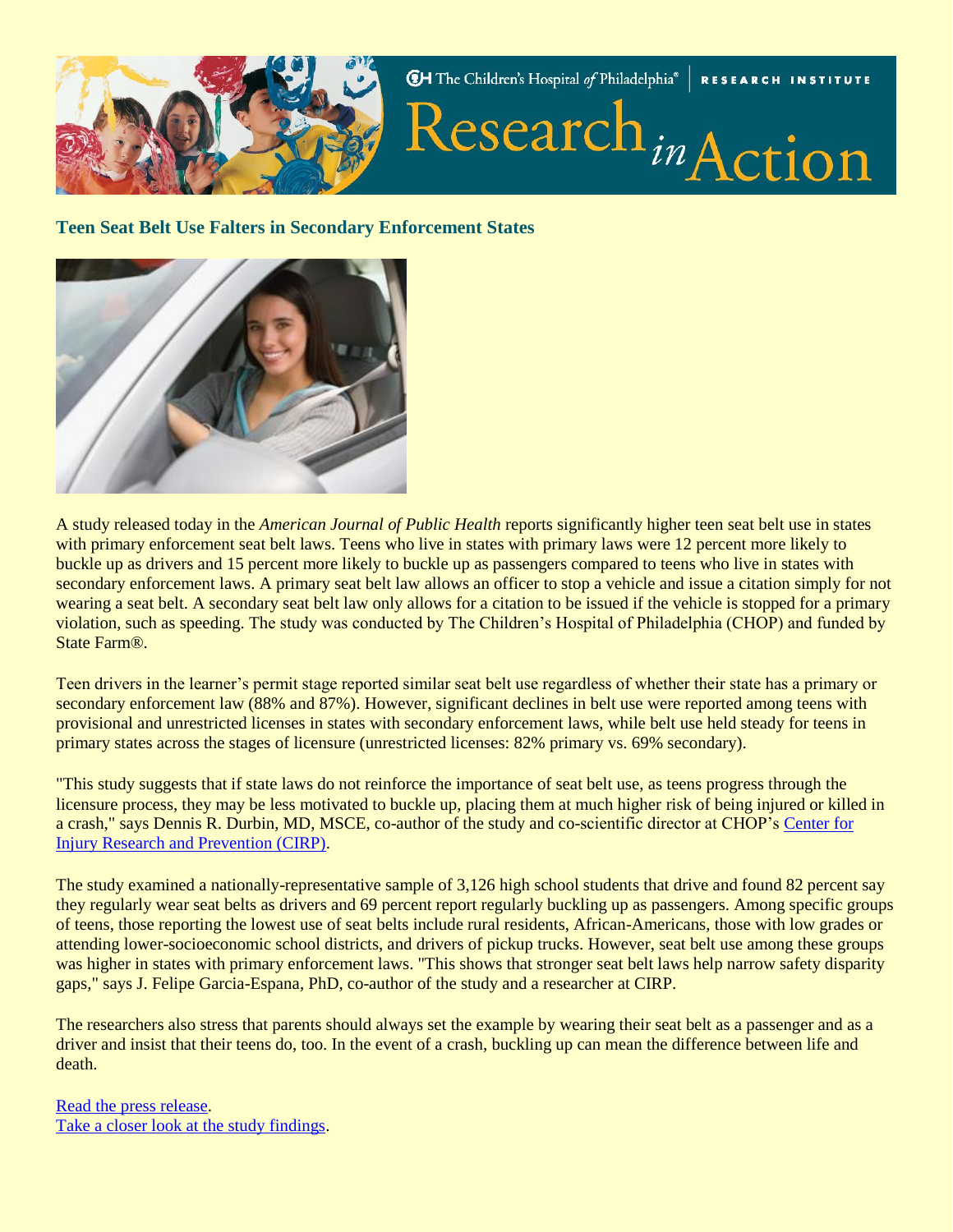## Teen Seat Belt Use Falters in Secondary Enforcement States

A study released today in the *American Journal of Public Health* reports significantly higher teen seat belt use in states with primary enforcement seat belt laws. Teens who live in states with primary laws were 12 percent more likely to buckle up as drivers and 15 percent more likely to buckle up as passengers compared to teens who live in states with secondary enforcement laws. A primary seat belt law allows an officer to stop a vehicle and issue a citation simply for not wearing a seat belt. A secondary seat belt law only allows for a citation to be issued if the vehicle is stopped for a primary violation, such as speeding. The study was conducted by The Children's Hospital of Philadelphia (CHOP) and funded by State Farm®.

Teen drivers in the learner's permit stage reported similar seat belt use regardless of whether their state has a primary or secondary enforcement law (88% and 87%). However, significant declines in belt use were reported among teens with provisional and unrestricted licenses in states with secondary enforcement laws, while belt use held steady for teens in primary states across the stages of licensure (unrestricted licenses: 82% primary vs. 69% secondary).

"This study suggests that if state laws do not reinforce the importance of seat belt use, as teens progress through the licensure process, they may be less motivated to buckle up, placing them at much higher risk of being injured or killed in a crash," says Dennis R. Durbin, MD, MSCE, co-author of the study and co-scientific director at CHOP's [Center for Injury Research and Prevention (CIRP)](#).

The study examined a nationally-representative sample of 3,126 high school students that drive and found 82 percent say they regularly wear seat belts as drivers and 69 percent report regularly buckling up as passengers. Among specific groups of teens, those reporting the lowest use of seat belts include rural residents, African-Americans, those with low grades or attending lower-socioeconomic school districts, and drivers of pickup trucks. However, seat belt use among these groups was higher in states with primary enforcement laws. "This shows that stronger seat belt laws help narrow safety disparity gaps," says J. Felipe Garcia-Espana, PhD, co-author of the study and a researcher at CIRP.

The researchers also stress that parents should always set the example by wearing their seat belt as a passenger and as a driver and insist that their teens do, too. In the event of a crash, buckling up can mean the difference between life and death.

[Read the press release](#).
[Take a closer look at the study findings](#).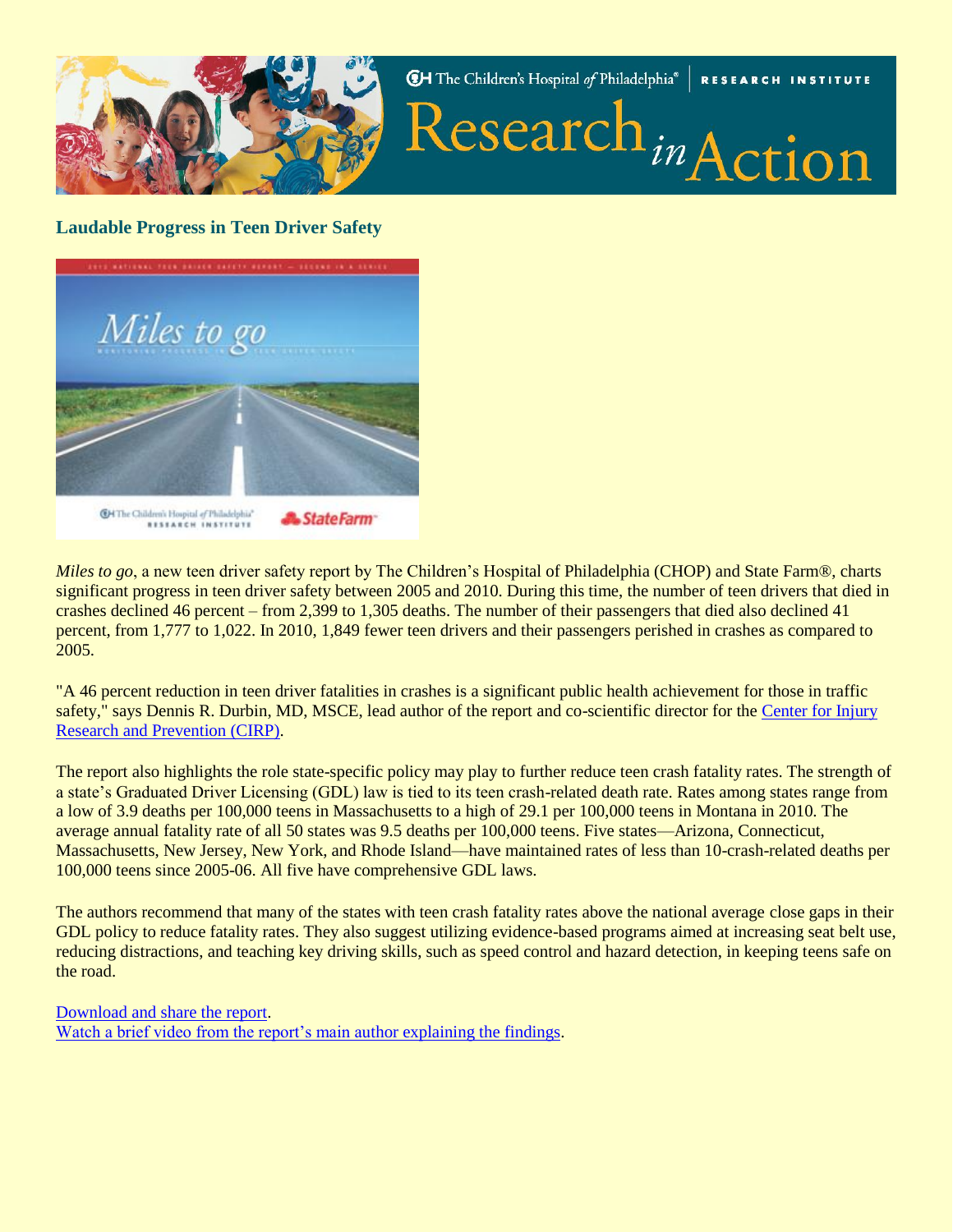## Laudable Progress in Teen Driver Safety

*Miles to go*, a new teen driver safety report by The Children's Hospital of Philadelphia (CHOP) and State Farm®, charts significant progress in teen driver safety between 2005 and 2010. During this time, the number of teen drivers that died in crashes declined 46 percent – from 2,399 to 1,305 deaths. The number of their passengers that died also declined 41 percent, from 1,777 to 1,022. In 2010, 1,849 fewer teen drivers and their passengers perished in crashes as compared to 2005.

"A 46 percent reduction in teen driver fatalities in crashes is a significant public health achievement for those in traffic safety," says Dennis R. Durbin, MD, MSCE, lead author of the report and co-scientific director for the Center for Injury Research and Prevention (CIRP).

The report also highlights the role state-specific policy may play to further reduce teen crash fatality rates. The strength of a state's Graduated Driver Licensing (GDL) law is tied to its teen crash-related death rate. Rates among states range from a low of 3.9 deaths per 100,000 teens in Massachusetts to a high of 29.1 per 100,000 teens in Montana in 2010. The average annual fatality rate of all 50 states was 9.5 deaths per 100,000 teens. Five states—Arizona, Connecticut, Massachusetts, New Jersey, New York, and Rhode Island—have maintained rates of less than 10-crash-related deaths per 100,000 teens since 2005-06. All five have comprehensive GDL laws.

The authors recommend that many of the states with teen crash fatality rates above the national average close gaps in their GDL policy to reduce fatality rates. They also suggest utilizing evidence-based programs aimed at increasing seat belt use, reducing distractions, and teaching key driving skills, such as speed control and hazard detection, in keeping teens safe on the road.

Download and share the report.
Watch a brief video from the report's main author explaining the findings.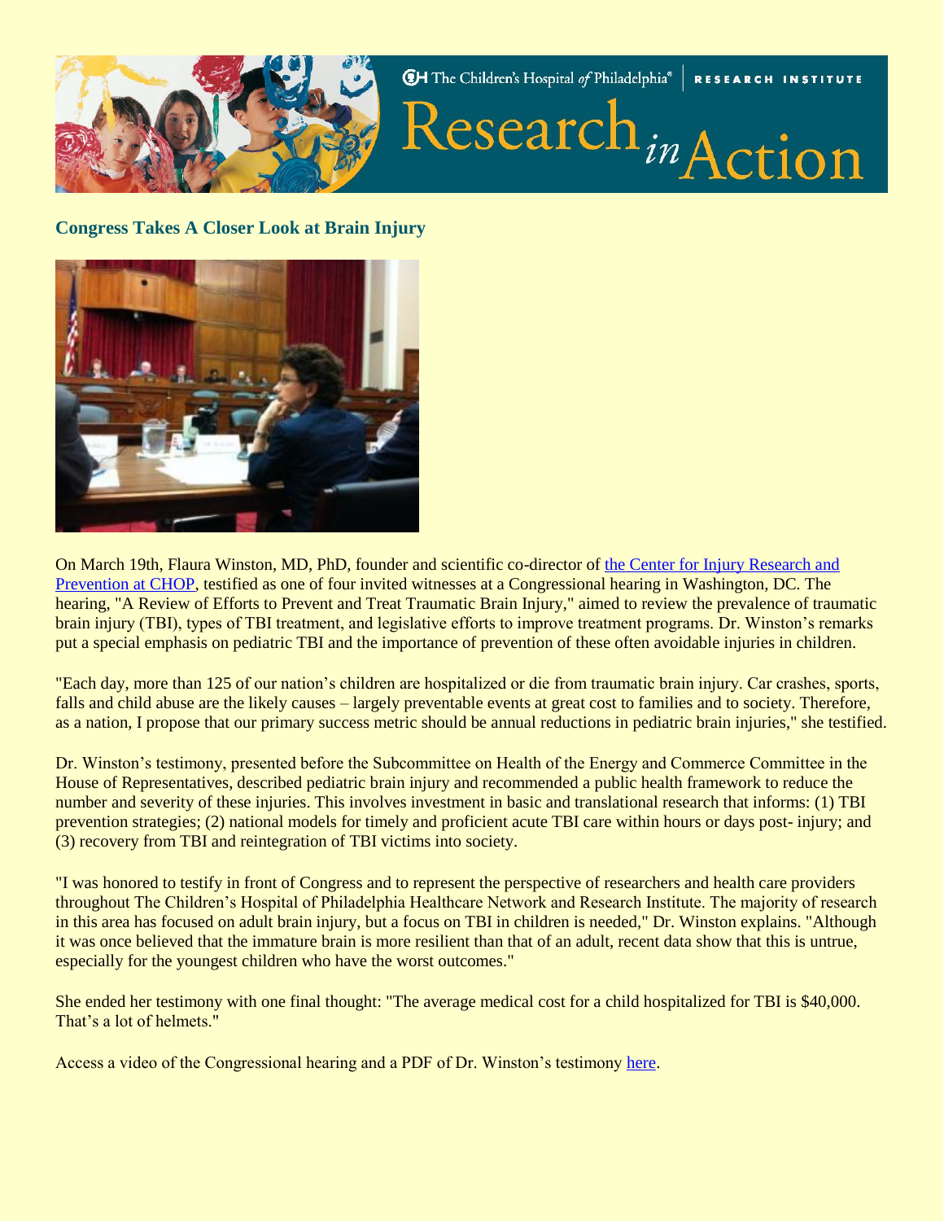## Congress Takes A Closer Look at Brain Injury

On March 19th, Flaura Winston, MD, PhD, founder and scientific co-director of [the Center for Injury Research and Prevention at CHOP](), testified as one of four invited witnesses at a Congressional hearing in Washington, DC. The hearing, "A Review of Efforts to Prevent and Treat Traumatic Brain Injury," aimed to review the prevalence of traumatic brain injury (TBI), types of TBI treatment, and legislative efforts to improve treatment programs. Dr. Winston's remarks put a special emphasis on pediatric TBI and the importance of prevention of these often avoidable injuries in children.

"Each day, more than 125 of our nation's children are hospitalized or die from traumatic brain injury. Car crashes, sports, falls and child abuse are the likely causes – largely preventable events at great cost to families and to society. Therefore, as a nation, I propose that our primary success metric should be annual reductions in pediatric brain injuries," she testified.

Dr. Winston's testimony, presented before the Subcommittee on Health of the Energy and Commerce Committee in the House of Representatives, described pediatric brain injury and recommended a public health framework to reduce the number and severity of these injuries. This involves investment in basic and translational research that informs: (1) TBI prevention strategies; (2) national models for timely and proficient acute TBI care within hours or days post- injury; and (3) recovery from TBI and reintegration of TBI victims into society.

"I was honored to testify in front of Congress and to represent the perspective of researchers and health care providers throughout The Children's Hospital of Philadelphia Healthcare Network and Research Institute. The majority of research in this area has focused on adult brain injury, but a focus on TBI in children is needed," Dr. Winston explains. "Although it was once believed that the immature brain is more resilient than that of an adult, recent data show that this is untrue, especially for the youngest children who have the worst outcomes."

She ended her testimony with one final thought: "The average medical cost for a child hospitalized for TBI is $40,000. That's a lot of helmets."

Access a video of the Congressional hearing and a PDF of Dr. Winston's testimony [here]().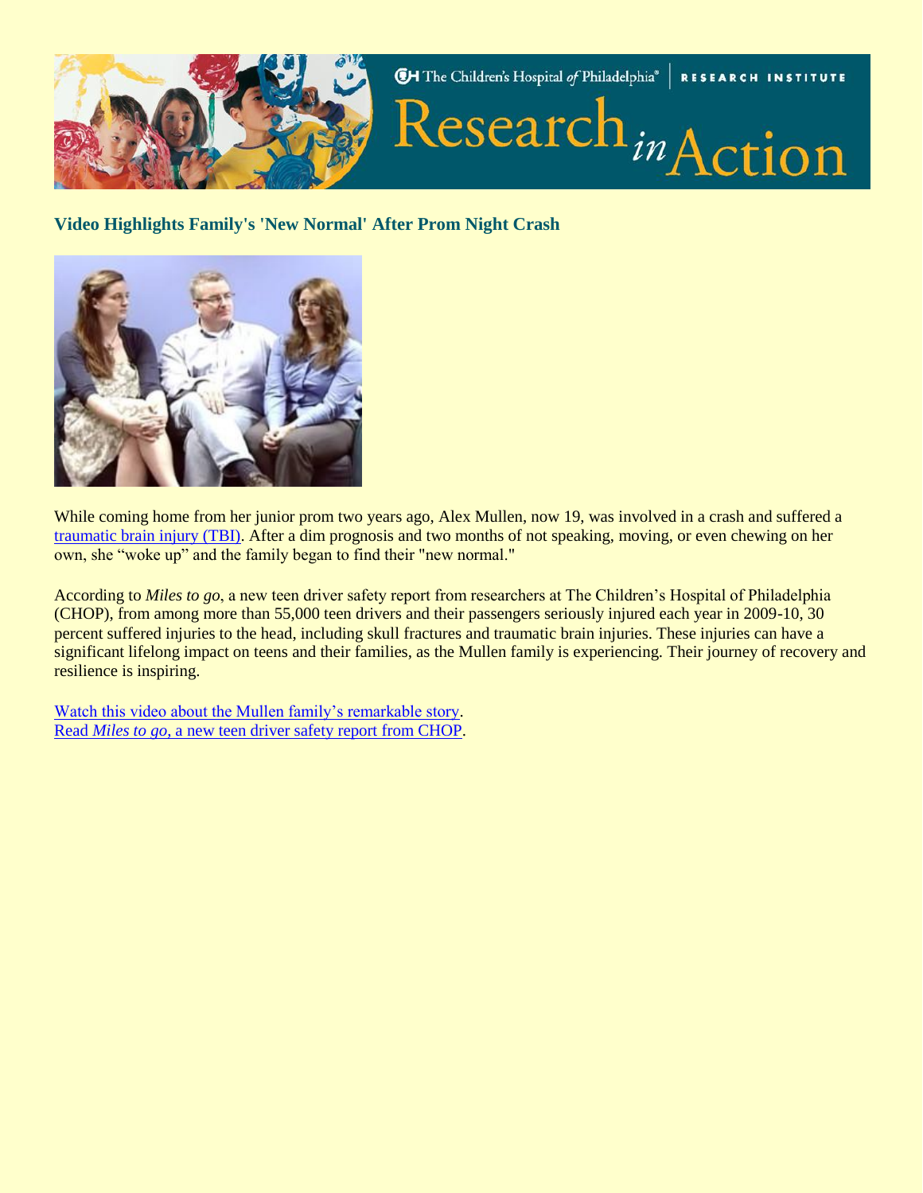## Video Highlights Family's 'New Normal' After Prom Night Crash

While coming home from her junior prom two years ago, Alex Mullen, now 19, was involved in a crash and suffered a traumatic brain injury (TBI). After a dim prognosis and two months of not speaking, moving, or even chewing on her own, she "woke up" and the family began to find their "new normal."

According to *Miles to go*, a new teen driver safety report from researchers at The Children's Hospital of Philadelphia (CHOP), from among more than 55,000 teen drivers and their passengers seriously injured each year in 2009-10, 30 percent suffered injuries to the head, including skull fractures and traumatic brain injuries. These injuries can have a significant lifelong impact on teens and their families, as the Mullen family is experiencing. Their journey of recovery and resilience is inspiring.

Watch this video about the Mullen family's remarkable story.
Read *Miles to go*, a new teen driver safety report from CHOP.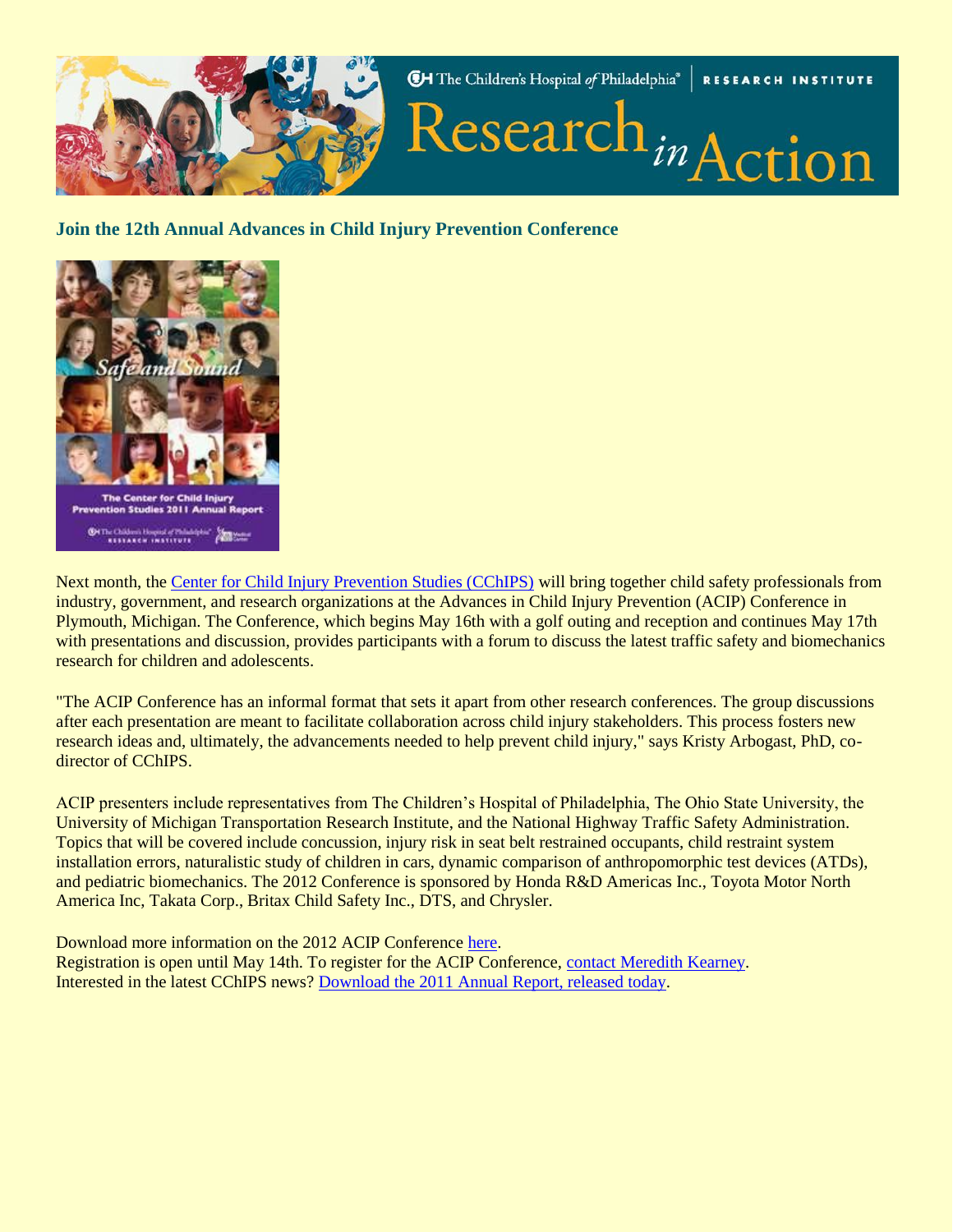## Join the 12th Annual Advances in Child Injury Prevention Conference

Next month, the Center for Child Injury Prevention Studies (CChIPS) will bring together child safety professionals from industry, government, and research organizations at the Advances in Child Injury Prevention (ACIP) Conference in Plymouth, Michigan. The Conference, which begins May 16th with a golf outing and reception and continues May 17th with presentations and discussion, provides participants with a forum to discuss the latest traffic safety and biomechanics research for children and adolescents.

"The ACIP Conference has an informal format that sets it apart from other research conferences. The group discussions after each presentation are meant to facilitate collaboration across child injury stakeholders. This process fosters new research ideas and, ultimately, the advancements needed to help prevent child injury," says Kristy Arbogast, PhD, co-director of CChIPS.

ACIP presenters include representatives from The Children's Hospital of Philadelphia, The Ohio State University, the University of Michigan Transportation Research Institute, and the National Highway Traffic Safety Administration. Topics that will be covered include concussion, injury risk in seat belt restrained occupants, child restraint system installation errors, naturalistic study of children in cars, dynamic comparison of anthropomorphic test devices (ATDs), and pediatric biomechanics. The 2012 Conference is sponsored by Honda R&D Americas Inc., Toyota Motor North America Inc, Takata Corp., Britax Child Safety Inc., DTS, and Chrysler.

Download more information on the 2012 ACIP Conference here.
Registration is open until May 14th. To register for the ACIP Conference, contact Meredith Kearney.
Interested in the latest CChIPS news? Download the 2011 Annual Report, released today.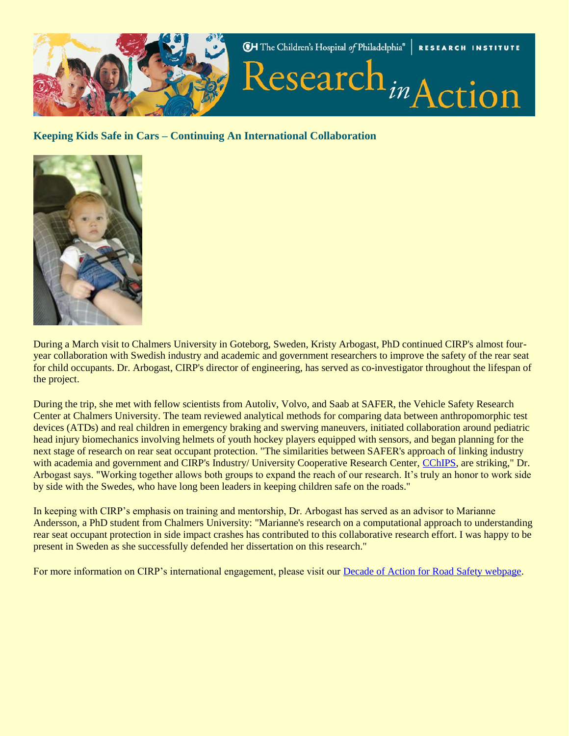## Keeping Kids Safe in Cars – Continuing An International Collaboration

During a March visit to Chalmers University in Goteborg, Sweden, Kristy Arbogast, PhD continued CIRP's almost four-year collaboration with Swedish industry and academic and government researchers to improve the safety of the rear seat for child occupants. Dr. Arbogast, CIRP's director of engineering, has served as co-investigator throughout the lifespan of the project.

During the trip, she met with fellow scientists from Autoliv, Volvo, and Saab at SAFER, the Vehicle Safety Research Center at Chalmers University. The team reviewed analytical methods for comparing data between anthropomorphic test devices (ATDs) and real children in emergency braking and swerving maneuvers, initiated collaboration around pediatric head injury biomechanics involving helmets of youth hockey players equipped with sensors, and began planning for the next stage of research on rear seat occupant protection. "The similarities between SAFER's approach of linking industry with academia and government and CIRP's Industry/ University Cooperative Research Center, CChIPS, are striking," Dr. Arbogast says. "Working together allows both groups to expand the reach of our research. It's truly an honor to work side by side with the Swedes, who have long been leaders in keeping children safe on the roads."

In keeping with CIRP's emphasis on training and mentorship, Dr. Arbogast has served as an advisor to Marianne Andersson, a PhD student from Chalmers University: "Marianne's research on a computational approach to understanding rear seat occupant protection in side impact crashes has contributed to this collaborative research effort. I was happy to be present in Sweden as she successfully defended her dissertation on this research."

For more information on CIRP's international engagement, please visit our Decade of Action for Road Safety webpage.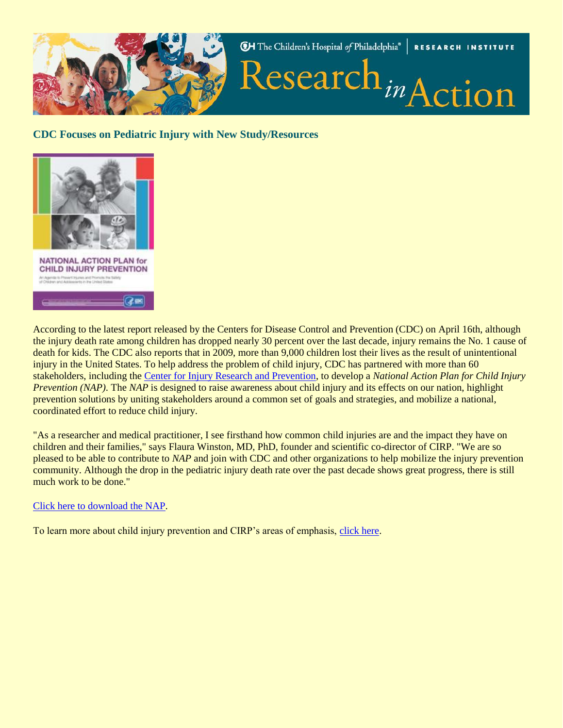## CDC Focuses on Pediatric Injury with New Study/Resources

According to the latest report released by the Centers for Disease Control and Prevention (CDC) on April 16th, although the injury death rate among children has dropped nearly 30 percent over the last decade, injury remains the No. 1 cause of death for kids. The CDC also reports that in 2009, more than 9,000 children lost their lives as the result of unintentional injury in the United States. To help address the problem of child injury, CDC has partnered with more than 60 stakeholders, including the Center for Injury Research and Prevention, to develop a *National Action Plan for Child Injury Prevention (NAP)*. The *NAP* is designed to raise awareness about child injury and its effects on our nation, highlight prevention solutions by uniting stakeholders around a common set of goals and strategies, and mobilize a national, coordinated effort to reduce child injury.

"As a researcher and medical practitioner, I see firsthand how common child injuries are and the impact they have on children and their families," says Flaura Winston, MD, PhD, founder and scientific co-director of CIRP. "We are so pleased to be able to contribute to *NAP* and join with CDC and other organizations to help mobilize the injury prevention community. Although the drop in the pediatric injury death rate over the past decade shows great progress, there is still much work to be done."

Click here to download the NAP.

To learn more about child injury prevention and CIRP's areas of emphasis, click here.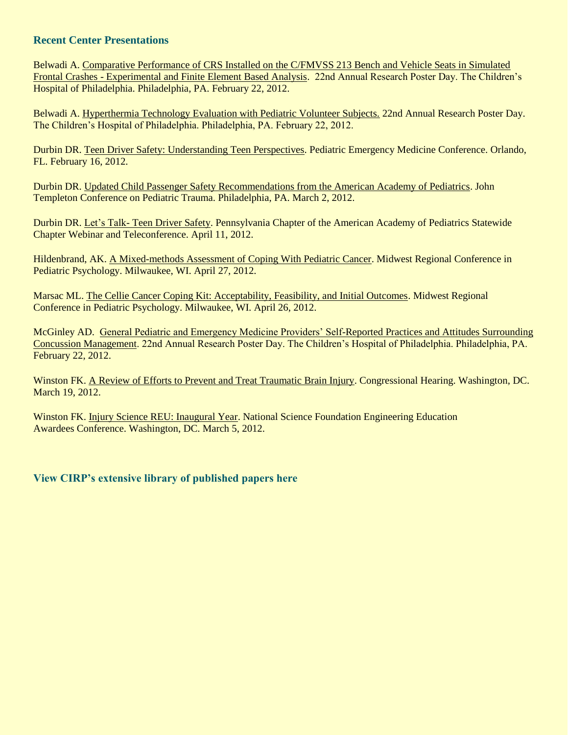## Recent Center Presentations

Belwadi A. Comparative Performance of CRS Installed on the C/FMVSS 213 Bench and Vehicle Seats in Simulated Frontal Crashes - Experimental and Finite Element Based Analysis. 22nd Annual Research Poster Day. The Children's Hospital of Philadelphia. Philadelphia, PA. February 22, 2012.

Belwadi A. Hyperthermia Technology Evaluation with Pediatric Volunteer Subjects. 22nd Annual Research Poster Day. The Children's Hospital of Philadelphia. Philadelphia, PA. February 22, 2012.

Durbin DR. Teen Driver Safety: Understanding Teen Perspectives. Pediatric Emergency Medicine Conference. Orlando, FL. February 16, 2012.

Durbin DR. Updated Child Passenger Safety Recommendations from the American Academy of Pediatrics. John Templeton Conference on Pediatric Trauma. Philadelphia, PA. March 2, 2012.

Durbin DR. Let's Talk- Teen Driver Safety. Pennsylvania Chapter of the American Academy of Pediatrics Statewide Chapter Webinar and Teleconference. April 11, 2012.

Hildenbrand, AK. A Mixed-methods Assessment of Coping With Pediatric Cancer. Midwest Regional Conference in Pediatric Psychology. Milwaukee, WI. April 27, 2012.

Marsac ML. The Cellie Cancer Coping Kit: Acceptability, Feasibility, and Initial Outcomes. Midwest Regional Conference in Pediatric Psychology. Milwaukee, WI. April 26, 2012.

McGinley AD. General Pediatric and Emergency Medicine Providers' Self-Reported Practices and Attitudes Surrounding Concussion Management. 22nd Annual Research Poster Day. The Children's Hospital of Philadelphia. Philadelphia, PA. February 22, 2012.

Winston FK. A Review of Efforts to Prevent and Treat Traumatic Brain Injury. Congressional Hearing. Washington, DC. March 19, 2012.

Winston FK. Injury Science REU: Inaugural Year. National Science Foundation Engineering Education Awardees Conference. Washington, DC. March 5, 2012.

**View CIRP's extensive library of published papers here**